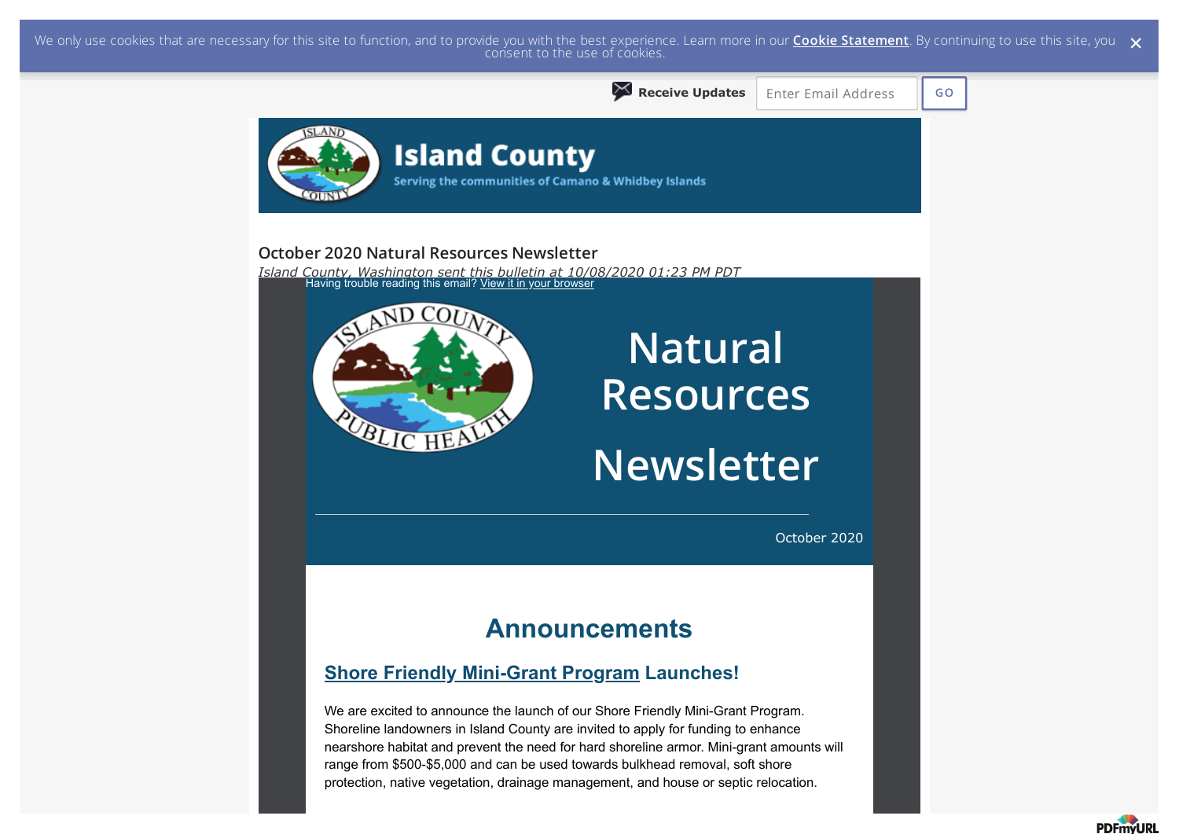We only use cookies that are necessary for this site to function, and to provide you with the best experience. Learn more in our **Cookie Statement**. By continuing to use this site, you consent to the use of cookies.

**Receive Updates** Enter Email Address GO

# Island County

Serving the communities of Camano & Whidbey Islands

## October 2020 Natural Resources Newsletter

*Island County, Washington sent this bulletin at 10/08/2020 01:23 PM PDT*

Having trouble reading this email? View it in your browser

# Natural Resources Newsletter

October 2020

## Announcements

### Shore Friendly Mini-Grant Program Launches!

We are excited to announce the launch of our Shore Friendly Mini-Grant Program. Shoreline landowners in Island County are invited to apply for funding to enhance nearshore habitat and prevent the need for hard shoreline armor. Mini-grant amounts will range from $500-$5,000 and can be used towards bulkhead removal, soft shore protection, native vegetation, drainage management, and house or septic relocation.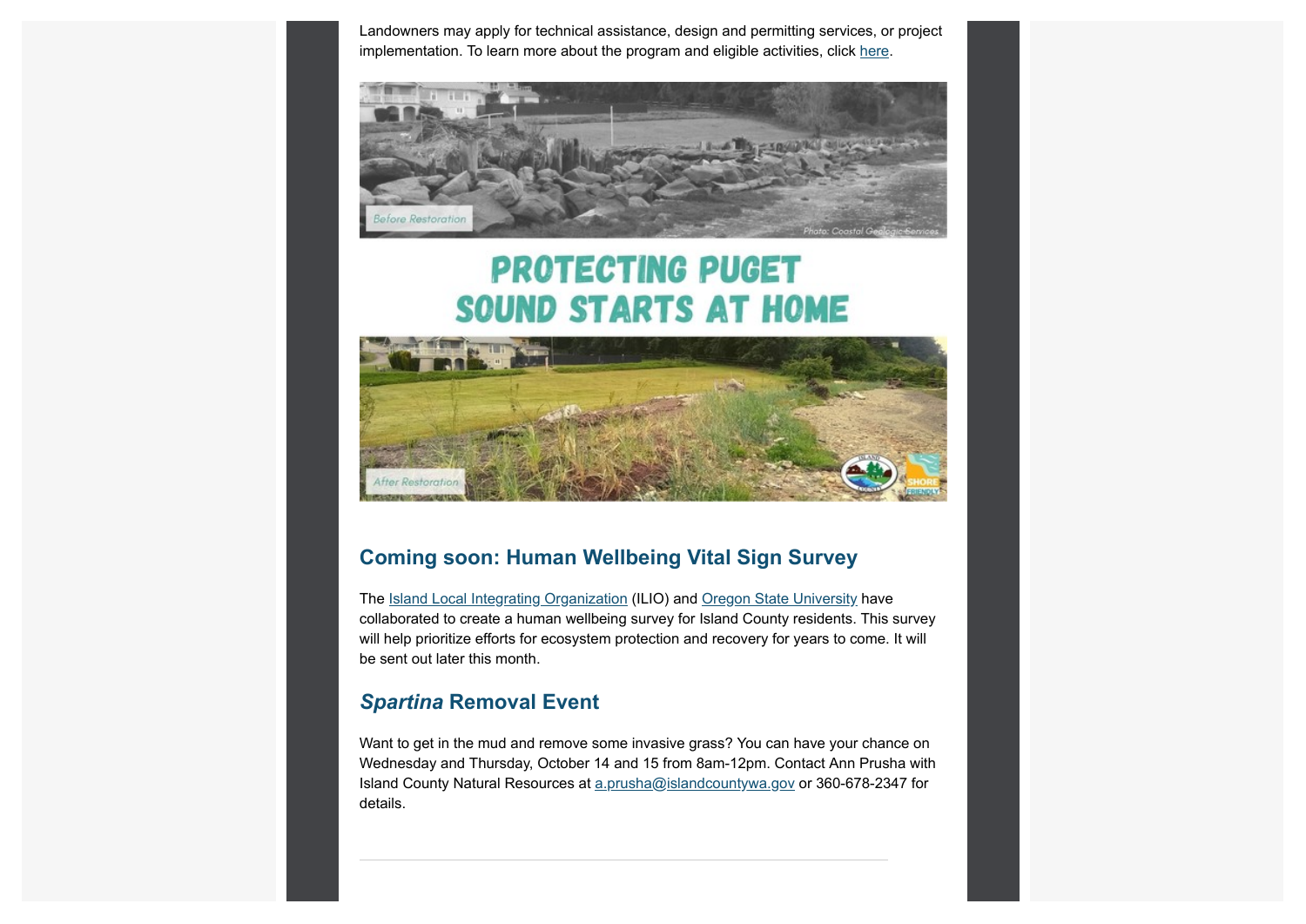Landowners may apply for technical assistance, design and permitting services, or project implementation. To learn more about the program and eligible activities, click here.

## Coming soon: Human Wellbeing Vital Sign Survey

The Island Local Integrating Organization (ILIO) and Oregon State University have collaborated to create a human wellbeing survey for Island County residents. This survey will help prioritize efforts for ecosystem protection and recovery for years to come. It will be sent out later this month.

## *Spartina* Removal Event

Want to get in the mud and remove some invasive grass? You can have your chance on Wednesday and Thursday, October 14 and 15 from 8am-12pm. Contact Ann Prusha with Island County Natural Resources at a.prusha@islandcountywa.gov or 360-678-2347 for details.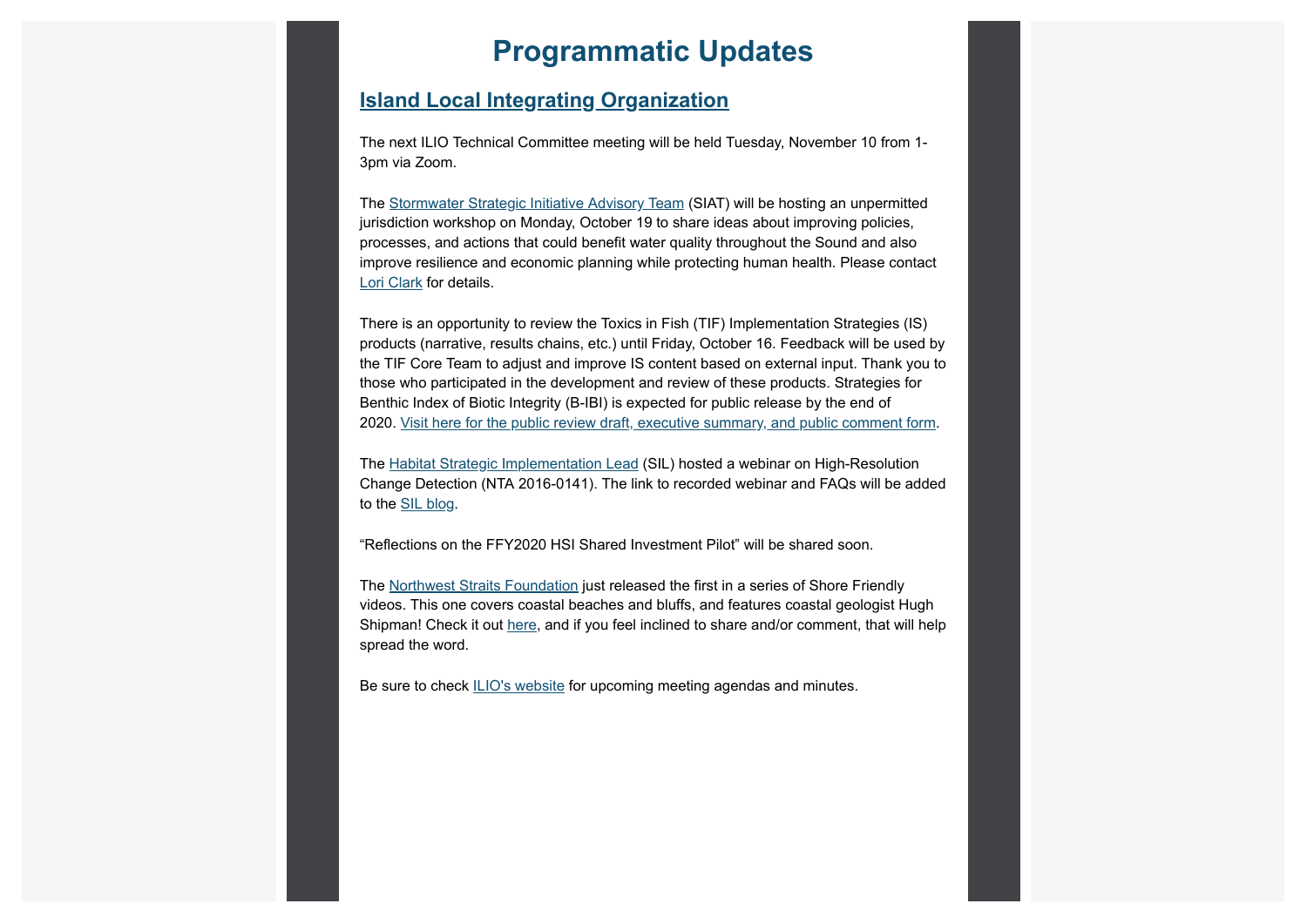# Programmatic Updates

## Island Local Integrating Organization

The next ILIO Technical Committee meeting will be held Tuesday, November 10 from 1-3pm via Zoom.

The Stormwater Strategic Initiative Advisory Team (SIAT) will be hosting an unpermitted jurisdiction workshop on Monday, October 19 to share ideas about improving policies, processes, and actions that could benefit water quality throughout the Sound and also improve resilience and economic planning while protecting human health. Please contact Lori Clark for details.

There is an opportunity to review the Toxics in Fish (TIF) Implementation Strategies (IS) products (narrative, results chains, etc.) until Friday, October 16. Feedback will be used by the TIF Core Team to adjust and improve IS content based on external input. Thank you to those who participated in the development and review of these products. Strategies for Benthic Index of Biotic Integrity (B-IBI) is expected for public release by the end of 2020. Visit here for the public review draft, executive summary, and public comment form.

The Habitat Strategic Implementation Lead (SIL) hosted a webinar on High-Resolution Change Detection (NTA 2016-0141). The link to recorded webinar and FAQs will be added to the SIL blog.

"Reflections on the FFY2020 HSI Shared Investment Pilot" will be shared soon.

The Northwest Straits Foundation just released the first in a series of Shore Friendly videos. This one covers coastal beaches and bluffs, and features coastal geologist Hugh Shipman! Check it out here, and if you feel inclined to share and/or comment, that will help spread the word.

Be sure to check ILIO's website for upcoming meeting agendas and minutes.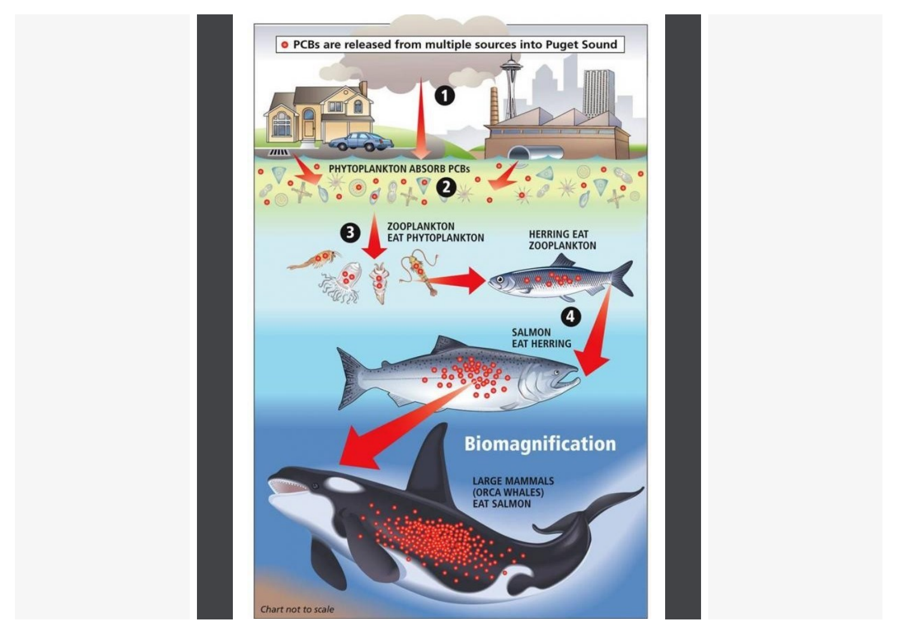PCBs are released from multiple sources into Puget Sound

1

PHYTOPLANKTON ABSORB PCBs

2

3

ZOOPLANKTON EAT PHYTOPLANKTON

HERRING EAT ZOOPLANKTON

4

SALMON EAT HERRING

**Biomagnification**

LARGE MAMMALS (ORCA WHALES) EAT SALMON

*Chart not to scale*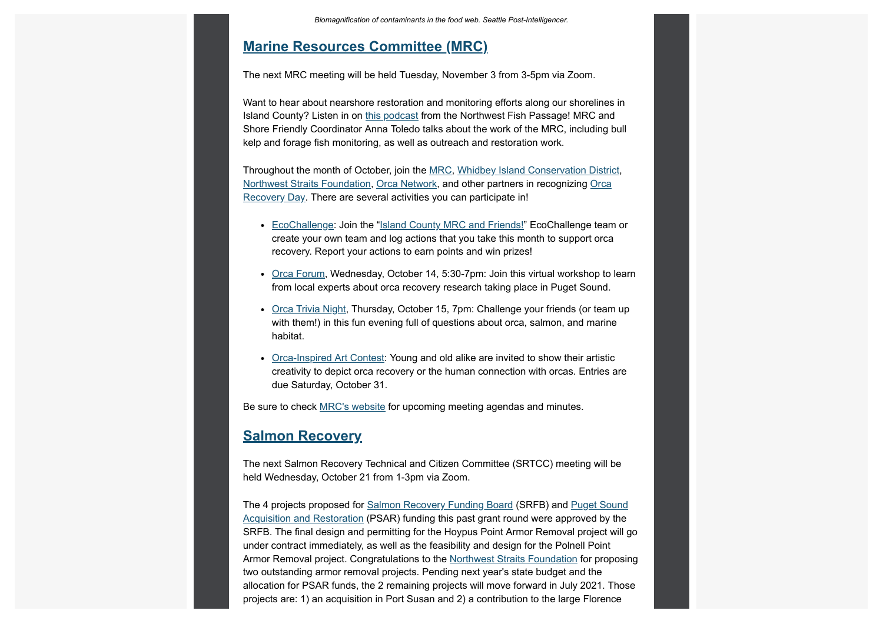*Biomagnification of contaminants in the food web. Seattle Post-Intelligencer.*

## Marine Resources Committee (MRC)

The next MRC meeting will be held Tuesday, November 3 from 3-5pm via Zoom.

Want to hear about nearshore restoration and monitoring efforts along our shorelines in Island County? Listen in on this podcast from the Northwest Fish Passage! MRC and Shore Friendly Coordinator Anna Toledo talks about the work of the MRC, including bull kelp and forage fish monitoring, as well as outreach and restoration work.

Throughout the month of October, join the MRC, Whidbey Island Conservation District, Northwest Straits Foundation, Orca Network, and other partners in recognizing Orca Recovery Day. There are several activities you can participate in!

- EcoChallenge: Join the "Island County MRC and Friends!" EcoChallenge team or create your own team and log actions that you take this month to support orca recovery. Report your actions to earn points and win prizes!
- Orca Forum, Wednesday, October 14, 5:30-7pm: Join this virtual workshop to learn from local experts about orca recovery research taking place in Puget Sound.
- Orca Trivia Night, Thursday, October 15, 7pm: Challenge your friends (or team up with them!) in this fun evening full of questions about orca, salmon, and marine habitat.
- Orca-Inspired Art Contest: Young and old alike are invited to show their artistic creativity to depict orca recovery or the human connection with orcas. Entries are due Saturday, October 31.

Be sure to check MRC's website for upcoming meeting agendas and minutes.

## Salmon Recovery

The next Salmon Recovery Technical and Citizen Committee (SRTCC) meeting will be held Wednesday, October 21 from 1-3pm via Zoom.

The 4 projects proposed for Salmon Recovery Funding Board (SRFB) and Puget Sound Acquisition and Restoration (PSAR) funding this past grant round were approved by the SRFB. The final design and permitting for the Hoypus Point Armor Removal project will go under contract immediately, as well as the feasibility and design for the Polnell Point Armor Removal project. Congratulations to the Northwest Straits Foundation for proposing two outstanding armor removal projects. Pending next year's state budget and the allocation for PSAR funds, the 2 remaining projects will move forward in July 2021. Those projects are: 1) an acquisition in Port Susan and 2) a contribution to the large Florence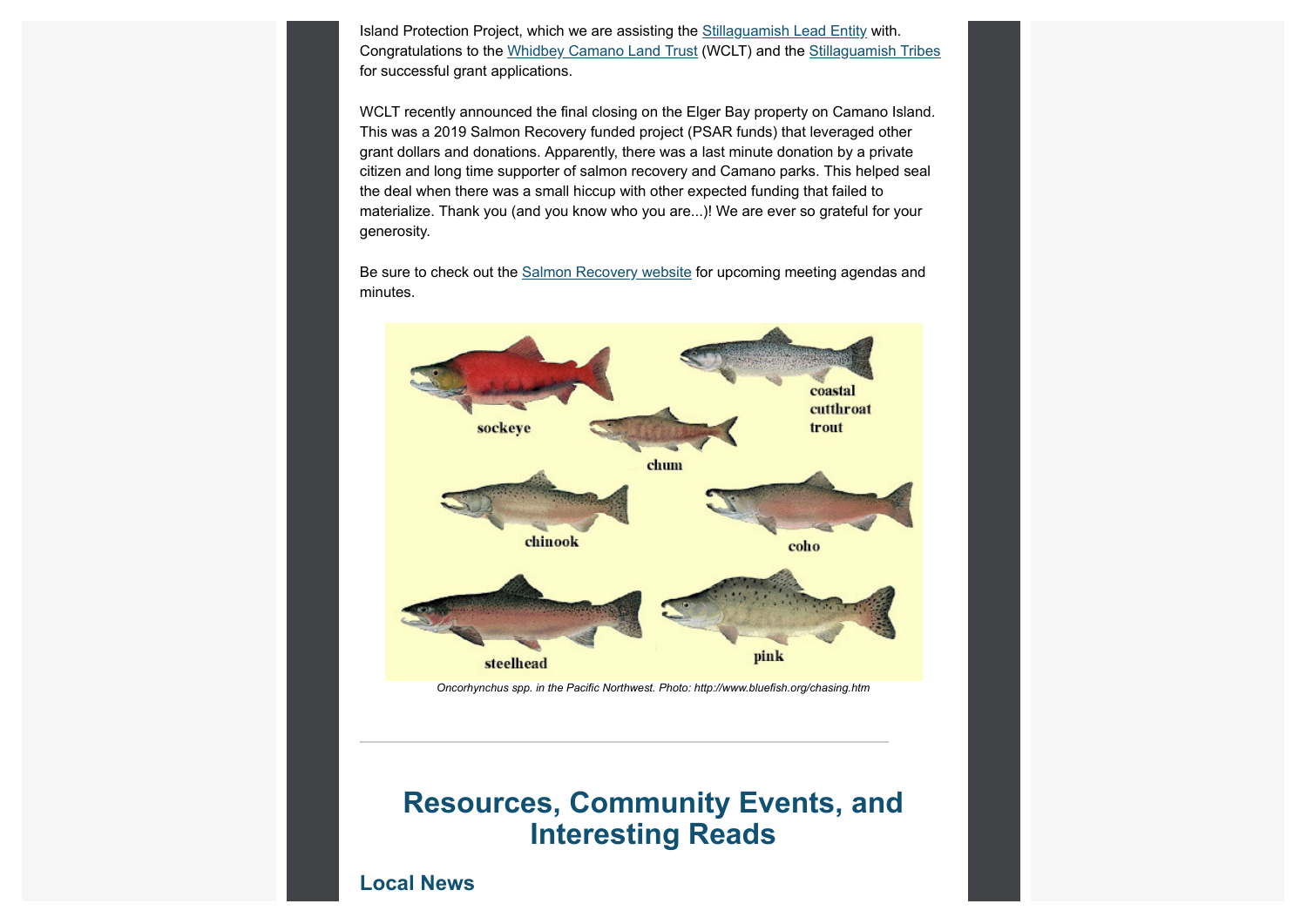Island Protection Project, which we are assisting the Stillaguamish Lead Entity with. Congratulations to the Whidbey Camano Land Trust (WCLT) and the Stillaguamish Tribes for successful grant applications.

WCLT recently announced the final closing on the Elger Bay property on Camano Island. This was a 2019 Salmon Recovery funded project (PSAR funds) that leveraged other grant dollars and donations. Apparently, there was a last minute donation by a private citizen and long time supporter of salmon recovery and Camano parks. This helped seal the deal when there was a small hiccup with other expected funding that failed to materialize. Thank you (and you know who you are...)! We are ever so grateful for your generosity.

Be sure to check out the Salmon Recovery website for upcoming meeting agendas and minutes.

*Oncorhynchus spp. in the Pacific Northwest. Photo: http://www.bluefish.org/chasing.htm*

---

# Resources, Community Events, and Interesting Reads

## Local News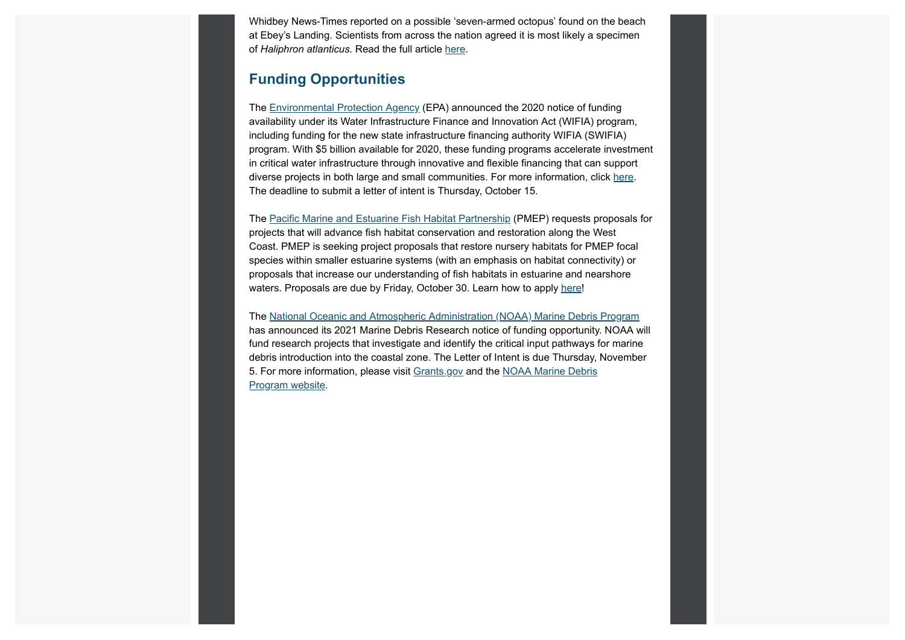Whidbey News-Times reported on a possible ‘seven-armed octopus’ found on the beach at Ebey’s Landing. Scientists from across the nation agreed it is most likely a specimen of *Haliphron atlanticus.* Read the full article here.

## Funding Opportunities

The Environmental Protection Agency (EPA) announced the 2020 notice of funding availability under its Water Infrastructure Finance and Innovation Act (WIFIA) program, including funding for the new state infrastructure financing authority WIFIA (SWIFIA) program. With $5 billion available for 2020, these funding programs accelerate investment in critical water infrastructure through innovative and flexible financing that can support diverse projects in both large and small communities. For more information, click here. The deadline to submit a letter of intent is Thursday, October 15.

The Pacific Marine and Estuarine Fish Habitat Partnership (PMEP) requests proposals for projects that will advance fish habitat conservation and restoration along the West Coast. PMEP is seeking project proposals that restore nursery habitats for PMEP focal species within smaller estuarine systems (with an emphasis on habitat connectivity) or proposals that increase our understanding of fish habitats in estuarine and nearshore waters. Proposals are due by Friday, October 30. Learn how to apply here!

The National Oceanic and Atmospheric Administration (NOAA) Marine Debris Program has announced its 2021 Marine Debris Research notice of funding opportunity. NOAA will fund research projects that investigate and identify the critical input pathways for marine debris introduction into the coastal zone. The Letter of Intent is due Thursday, November 5. For more information, please visit Grants.gov and the NOAA Marine Debris Program website.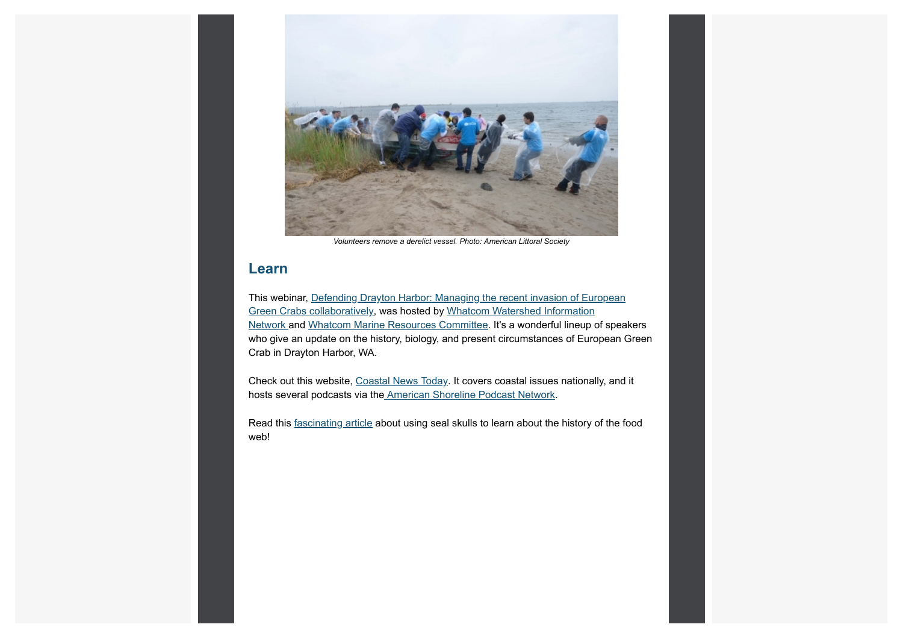*Volunteers remove a derelict vessel. Photo: American Littoral Society*

## Learn

This webinar, Defending Drayton Harbor: Managing the recent invasion of European Green Crabs collaboratively, was hosted by Whatcom Watershed Information Network and Whatcom Marine Resources Committee. It's a wonderful lineup of speakers who give an update on the history, biology, and present circumstances of European Green Crab in Drayton Harbor, WA.

Check out this website, Coastal News Today. It covers coastal issues nationally, and it hosts several podcasts via the American Shoreline Podcast Network.

Read this fascinating article about using seal skulls to learn about the history of the food web!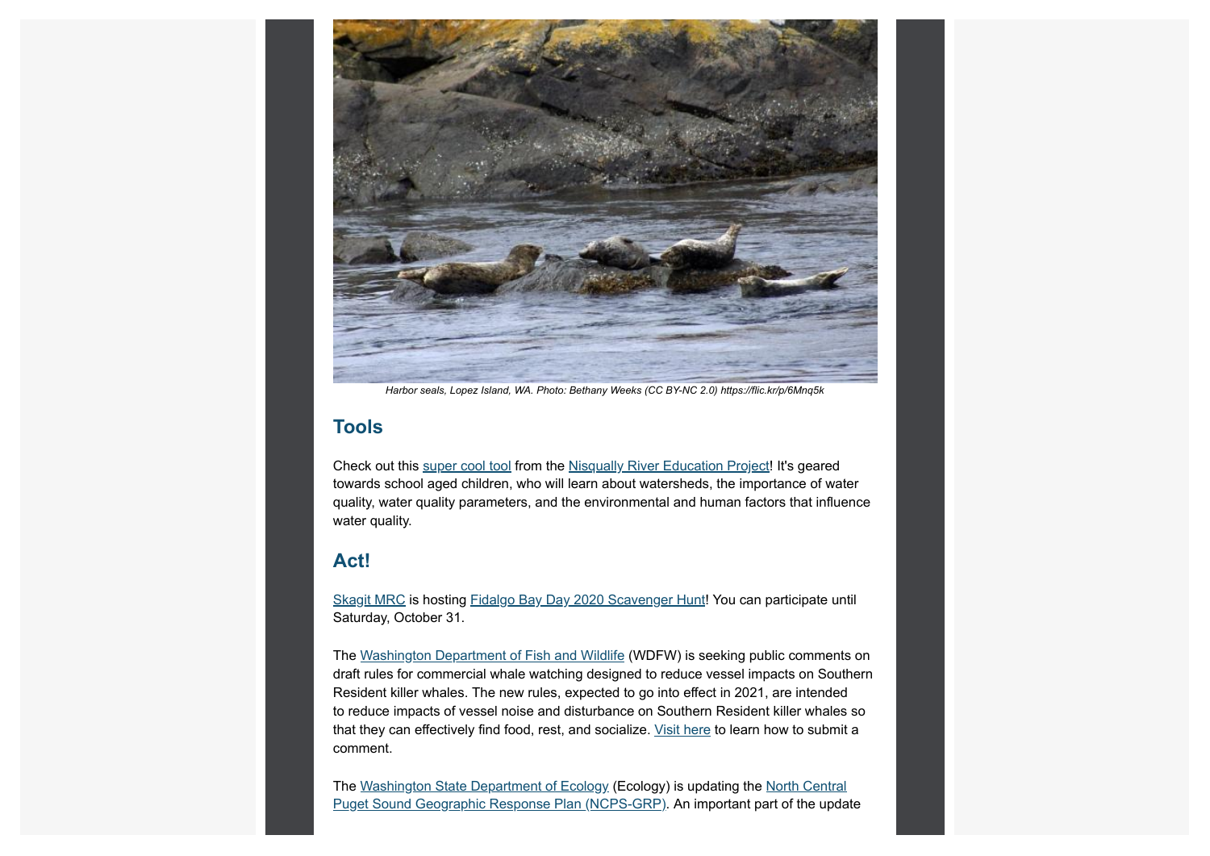*Harbor seals, Lopez Island, WA. Photo: Bethany Weeks (CC BY-NC 2.0) https://flic.kr/p/6Mnq5k*

## Tools

Check out this super cool tool from the Nisqually River Education Project! It's geared towards school aged children, who will learn about watersheds, the importance of water quality, water quality parameters, and the environmental and human factors that influence water quality.

## Act!

Skagit MRC is hosting Fidalgo Bay Day 2020 Scavenger Hunt! You can participate until Saturday, October 31.

The Washington Department of Fish and Wildlife (WDFW) is seeking public comments on draft rules for commercial whale watching designed to reduce vessel impacts on Southern Resident killer whales. The new rules, expected to go into effect in 2021, are intended to reduce impacts of vessel noise and disturbance on Southern Resident killer whales so that they can effectively find food, rest, and socialize. Visit here to learn how to submit a comment.

The Washington State Department of Ecology (Ecology) is updating the North Central Puget Sound Geographic Response Plan (NCPS-GRP). An important part of the update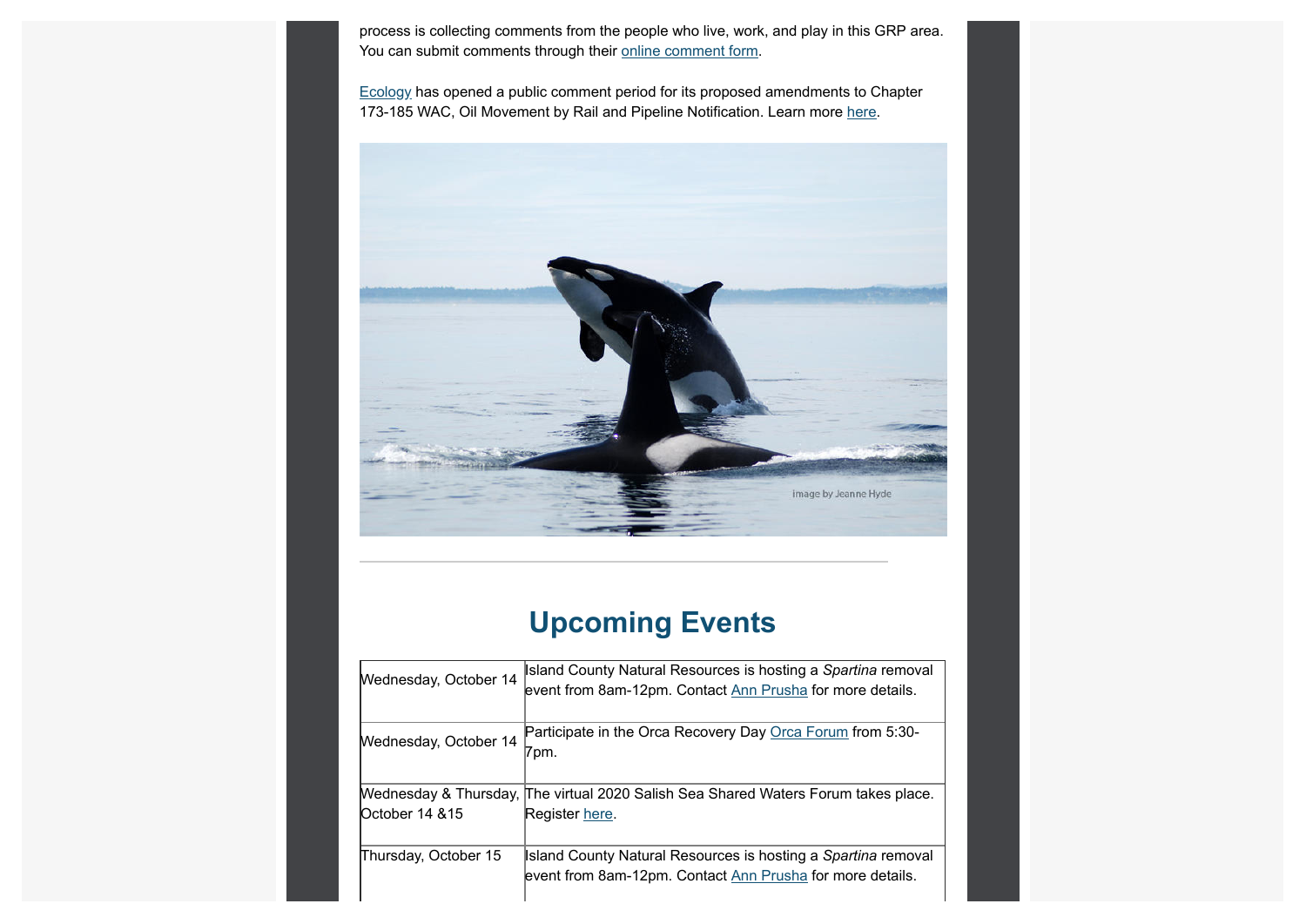process is collecting comments from the people who live, work, and play in this GRP area. You can submit comments through their online comment form.

Ecology has opened a public comment period for its proposed amendments to Chapter 173-185 WAC, Oil Movement by Rail and Pipeline Notification. Learn more here.

image by Jeanne Hyde

---

## Upcoming Events

| | |
|---|---|
| Wednesday, October 14 | Island County Natural Resources is hosting a *Spartina* removal event from 8am-12pm. Contact Ann Prusha for more details. |
| Wednesday, October 14 | Participate in the Orca Recovery Day Orca Forum from 5:30-7pm. |
| Wednesday & Thursday, October 14 &15 | The virtual 2020 Salish Sea Shared Waters Forum takes place. Register here. |
| Thursday, October 15 | Island County Natural Resources is hosting a *Spartina* removal event from 8am-12pm. Contact Ann Prusha for more details. |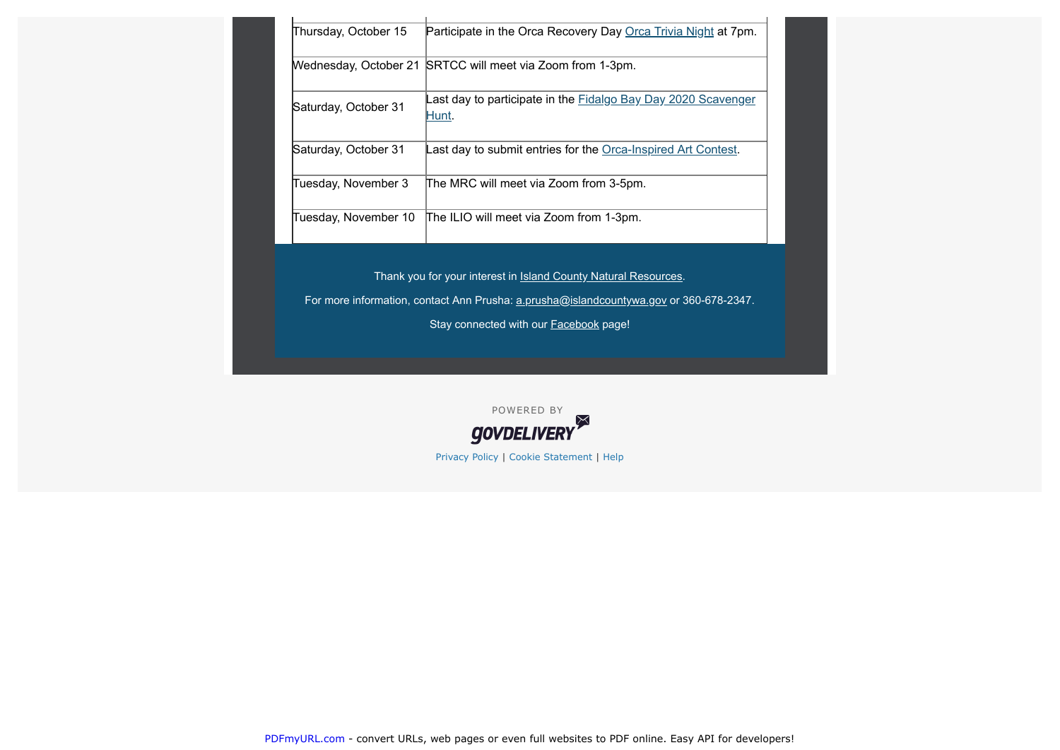| | |
|---|---|
| Thursday, October 15 | Participate in the Orca Recovery Day Orca Trivia Night at 7pm. |
| Wednesday, October 21 | SRTCC will meet via Zoom from 1-3pm. |
| Saturday, October 31 | Last day to participate in the Fidalgo Bay Day 2020 Scavenger Hunt. |
| Saturday, October 31 | Last day to submit entries for the Orca-Inspired Art Contest. |
| Tuesday, November 3 | The MRC will meet via Zoom from 3-5pm. |
| Tuesday, November 10 | The ILIO will meet via Zoom from 1-3pm. |

Thank you for your interest in Island County Natural Resources.

For more information, contact Ann Prusha: a.prusha@islandcountywa.gov or 360-678-2347.

Stay connected with our Facebook page!

POWERED BY

GOVDELIVERY

Privacy Policy | Cookie Statement | Help